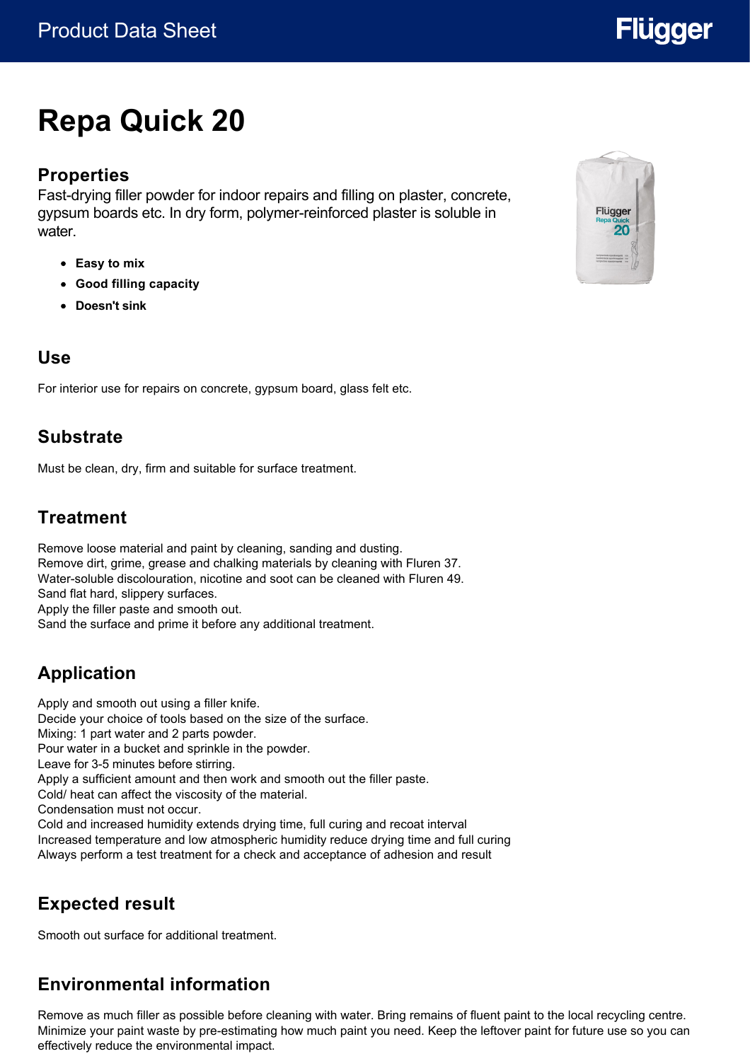Product Data Sheet

# Repa Quick 20

## Properties

Fast-drying filler powder for indoor repairs and filling on plaster, concrete, gypsum boards etc. In dry form, polymer-reinforced plaster is soluble in water.

- **Easy to mix**
- **Good filling capacity**
- **Doesn't sink**

## Use

For interior use for repairs on concrete, gypsum board, glass felt etc.

## Substrate

Must be clean, dry, firm and suitable for surface treatment.

## Treatment

Remove loose material and paint by cleaning, sanding and dusting.
Remove dirt, grime, grease and chalking materials by cleaning with Fluren 37.
Water-soluble discolouration, nicotine and soot can be cleaned with Fluren 49.
Sand flat hard, slippery surfaces.
Apply the filler paste and smooth out.
Sand the surface and prime it before any additional treatment.

## Application

Apply and smooth out using a filler knife.
Decide your choice of tools based on the size of the surface.
Mixing: 1 part water and 2 parts powder.
Pour water in a bucket and sprinkle in the powder.
Leave for 3-5 minutes before stirring.
Apply a sufficient amount and then work and smooth out the filler paste.
Cold/ heat can affect the viscosity of the material.
Condensation must not occur.
Cold and increased humidity extends drying time, full curing and recoat interval
Increased temperature and low atmospheric humidity reduce drying time and full curing
Always perform a test treatment for a check and acceptance of adhesion and result

## Expected result

Smooth out surface for additional treatment.

## Environmental information

Remove as much filler as possible before cleaning with water. Bring remains of fluent paint to the local recycling centre. Minimize your paint waste by pre-estimating how much paint you need. Keep the leftover paint for future use so you can effectively reduce the environmental impact.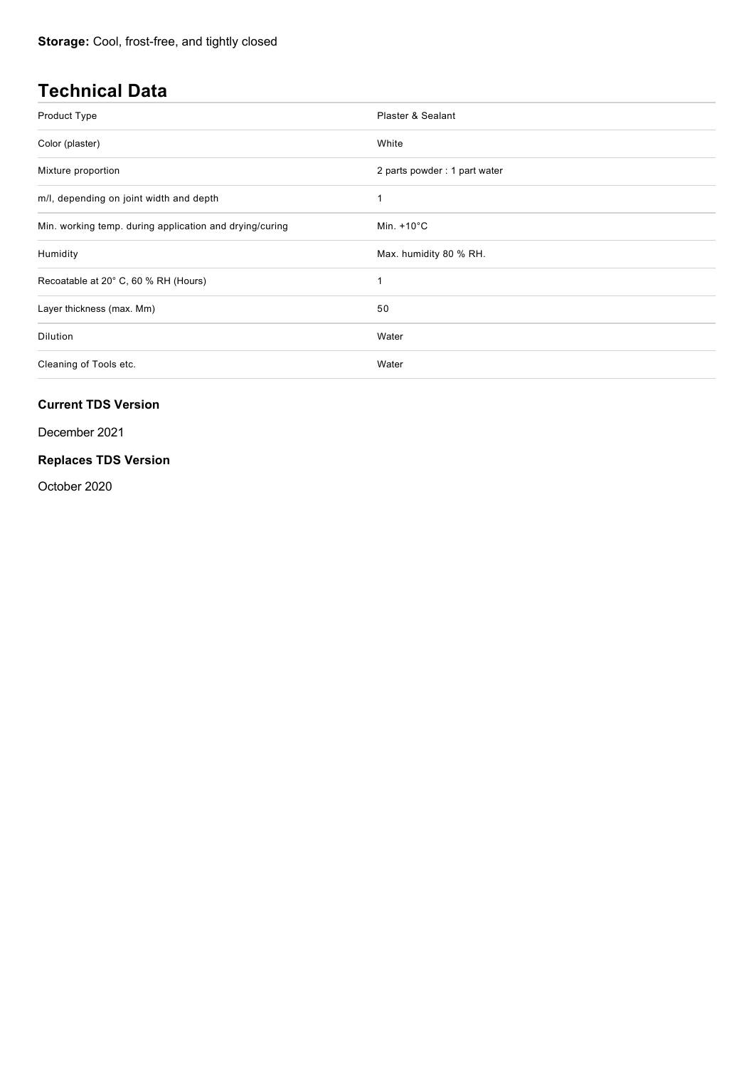**Storage:** Cool, frost-free, and tightly closed

## Technical Data

| | |
|---|---|
| Product Type | Plaster & Sealant |
| Color (plaster) | White |
| Mixture proportion | 2 parts powder : 1 part water |
| m/l, depending on joint width and depth | 1 |
| Min. working temp. during application and drying/curing | Min. +10°C |
| Humidity | Max. humidity 80 % RH. |
| Recoatable at 20° C, 60 % RH (Hours) | 1 |
| Layer thickness (max. Mm) | 50 |
| Dilution | Water |
| Cleaning of Tools etc. | Water |

### Current TDS Version

December 2021

### Replaces TDS Version

October 2020